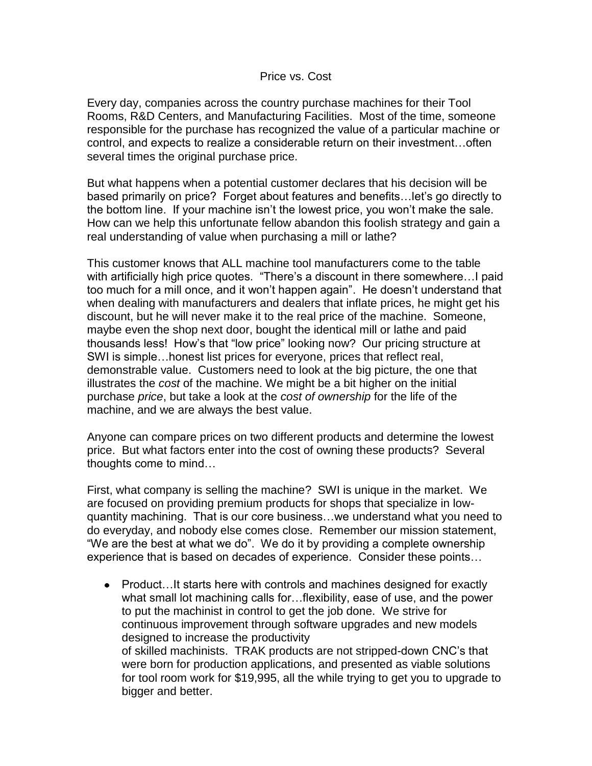# Price vs. Cost

Every day, companies across the country purchase machines for their Tool Rooms, R&D Centers, and Manufacturing Facilities. Most of the time, someone responsible for the purchase has recognized the value of a particular machine or control, and expects to realize a considerable return on their investment…often several times the original purchase price.

But what happens when a potential customer declares that his decision will be based primarily on price? Forget about features and benefits…let's go directly to the bottom line. If your machine isn't the lowest price, you won't make the sale. How can we help this unfortunate fellow abandon this foolish strategy and gain a real understanding of value when purchasing a mill or lathe?

This customer knows that ALL machine tool manufacturers come to the table with artificially high price quotes. "There's a discount in there somewhere…I paid too much for a mill once, and it won't happen again". He doesn't understand that when dealing with manufacturers and dealers that inflate prices, he might get his discount, but he will never make it to the real price of the machine. Someone, maybe even the shop next door, bought the identical mill or lathe and paid thousands less! How's that "low price" looking now? Our pricing structure at SWI is simple…honest list prices for everyone, prices that reflect real, demonstrable value. Customers need to look at the big picture, the one that illustrates the *cost* of the machine. We might be a bit higher on the initial purchase *price*, but take a look at the *cost of ownership* for the life of the machine, and we are always the best value.

Anyone can compare prices on two different products and determine the lowest price. But what factors enter into the cost of owning these products? Several thoughts come to mind…

First, what company is selling the machine? SWI is unique in the market. We are focused on providing premium products for shops that specialize in low-quantity machining. That is our core business…we understand what you need to do everyday, and nobody else comes close. Remember our mission statement, "We are the best at what we do". We do it by providing a complete ownership experience that is based on decades of experience. Consider these points…

- Product…It starts here with controls and machines designed for exactly what small lot machining calls for…flexibility, ease of use, and the power to put the machinist in control to get the job done. We strive for continuous improvement through software upgrades and new models designed to increase the productivity of skilled machinists. TRAK products are not stripped-down CNC's that were born for production applications, and presented as viable solutions for tool room work for $19,995, all the while trying to get you to upgrade to bigger and better.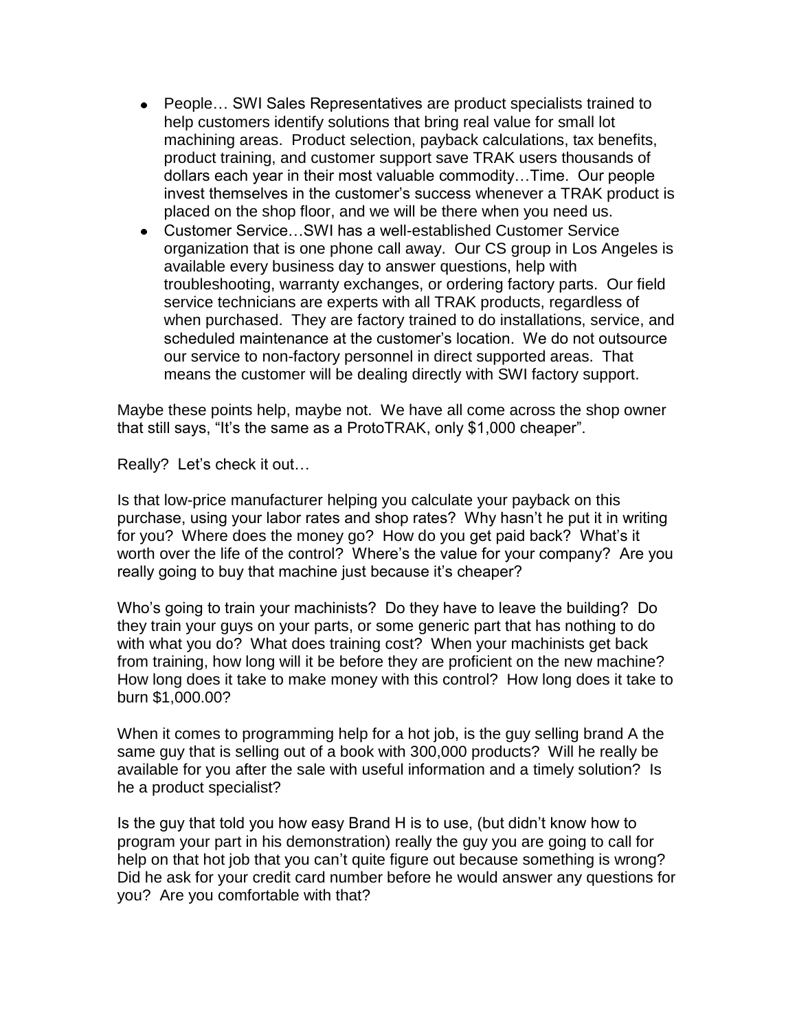- People… SWI Sales Representatives are product specialists trained to help customers identify solutions that bring real value for small lot machining areas. Product selection, payback calculations, tax benefits, product training, and customer support save TRAK users thousands of dollars each year in their most valuable commodity…Time. Our people invest themselves in the customer's success whenever a TRAK product is placed on the shop floor, and we will be there when you need us.
- Customer Service…SWI has a well-established Customer Service organization that is one phone call away. Our CS group in Los Angeles is available every business day to answer questions, help with troubleshooting, warranty exchanges, or ordering factory parts. Our field service technicians are experts with all TRAK products, regardless of when purchased. They are factory trained to do installations, service, and scheduled maintenance at the customer's location. We do not outsource our service to non-factory personnel in direct supported areas. That means the customer will be dealing directly with SWI factory support.

Maybe these points help, maybe not. We have all come across the shop owner that still says, "It's the same as a ProtoTRAK, only $1,000 cheaper".

Really? Let's check it out…

Is that low-price manufacturer helping you calculate your payback on this purchase, using your labor rates and shop rates? Why hasn't he put it in writing for you? Where does the money go? How do you get paid back? What's it worth over the life of the control? Where's the value for your company? Are you really going to buy that machine just because it's cheaper?

Who's going to train your machinists? Do they have to leave the building? Do they train your guys on your parts, or some generic part that has nothing to do with what you do? What does training cost? When your machinists get back from training, how long will it be before they are proficient on the new machine? How long does it take to make money with this control? How long does it take to burn $1,000.00?

When it comes to programming help for a hot job, is the guy selling brand A the same guy that is selling out of a book with 300,000 products? Will he really be available for you after the sale with useful information and a timely solution? Is he a product specialist?

Is the guy that told you how easy Brand H is to use, (but didn't know how to program your part in his demonstration) really the guy you are going to call for help on that hot job that you can't quite figure out because something is wrong? Did he ask for your credit card number before he would answer any questions for you? Are you comfortable with that?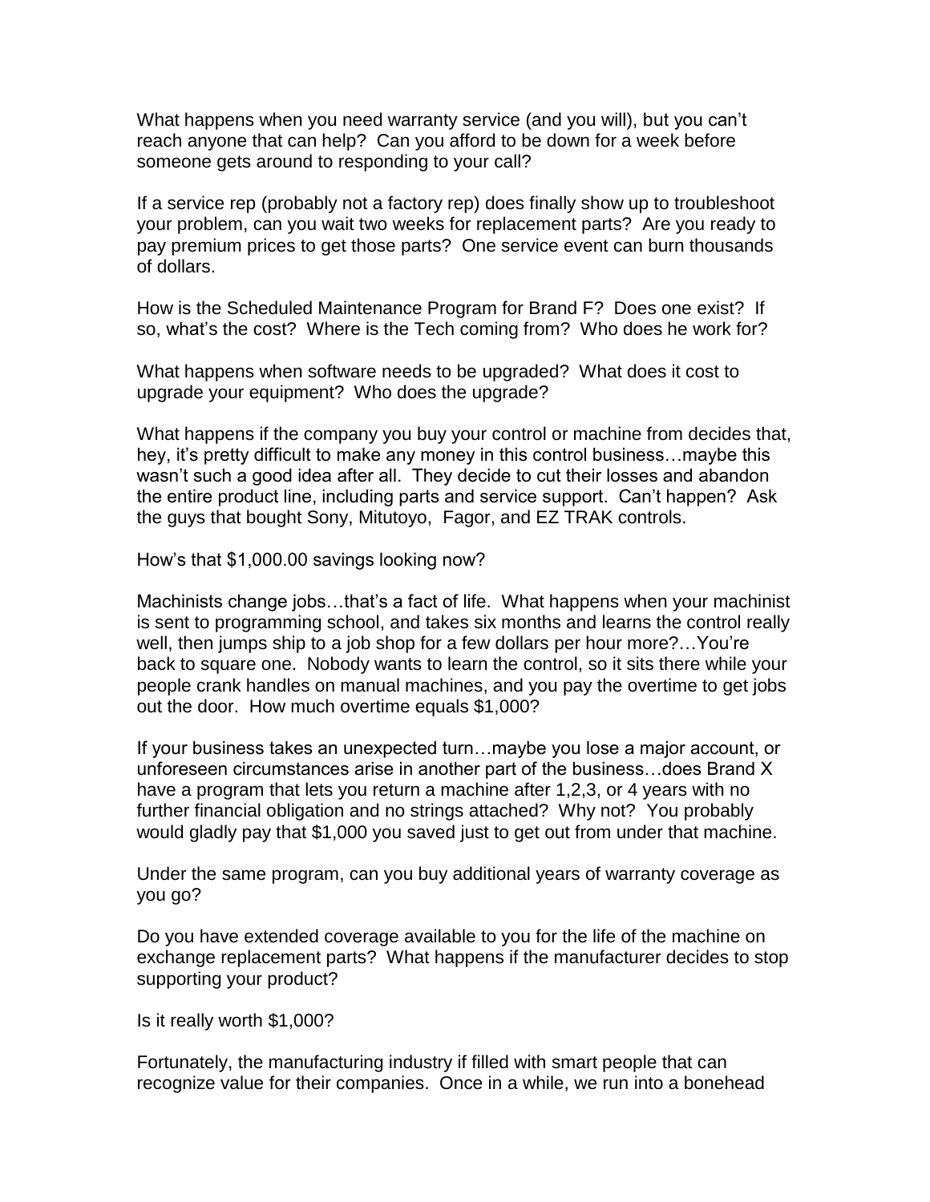What happens when you need warranty service (and you will), but you can't reach anyone that can help? Can you afford to be down for a week before someone gets around to responding to your call?

If a service rep (probably not a factory rep) does finally show up to troubleshoot your problem, can you wait two weeks for replacement parts? Are you ready to pay premium prices to get those parts? One service event can burn thousands of dollars.

How is the Scheduled Maintenance Program for Brand F? Does one exist? If so, what's the cost? Where is the Tech coming from? Who does he work for?

What happens when software needs to be upgraded? What does it cost to upgrade your equipment? Who does the upgrade?

What happens if the company you buy your control or machine from decides that, hey, it's pretty difficult to make any money in this control business…maybe this wasn't such a good idea after all. They decide to cut their losses and abandon the entire product line, including parts and service support. Can't happen? Ask the guys that bought Sony, Mitutoyo, Fagor, and EZ TRAK controls.

How's that $1,000.00 savings looking now?

Machinists change jobs…that's a fact of life. What happens when your machinist is sent to programming school, and takes six months and learns the control really well, then jumps ship to a job shop for a few dollars per hour more?…You're back to square one. Nobody wants to learn the control, so it sits there while your people crank handles on manual machines, and you pay the overtime to get jobs out the door. How much overtime equals $1,000?

If your business takes an unexpected turn…maybe you lose a major account, or unforeseen circumstances arise in another part of the business…does Brand X have a program that lets you return a machine after 1,2,3, or 4 years with no further financial obligation and no strings attached? Why not? You probably would gladly pay that $1,000 you saved just to get out from under that machine.

Under the same program, can you buy additional years of warranty coverage as you go?

Do you have extended coverage available to you for the life of the machine on exchange replacement parts? What happens if the manufacturer decides to stop supporting your product?

Is it really worth $1,000?

Fortunately, the manufacturing industry if filled with smart people that can recognize value for their companies. Once in a while, we run into a bonehead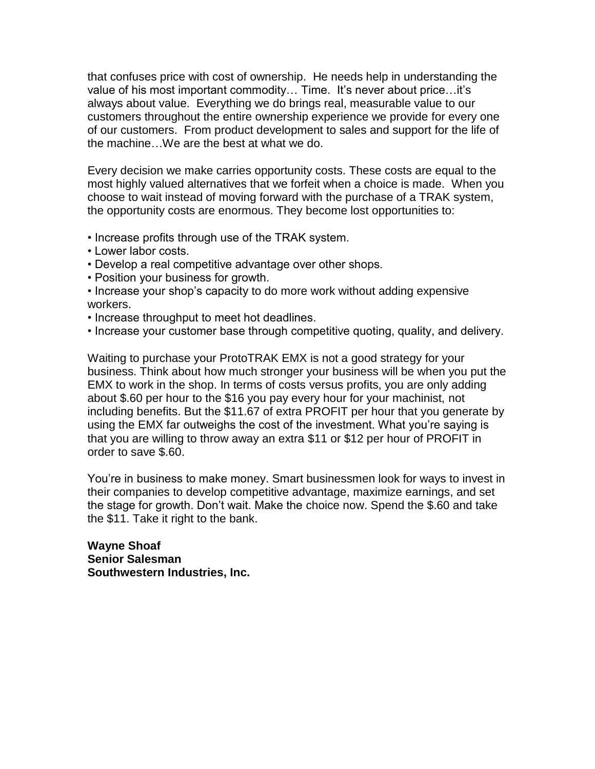that confuses price with cost of ownership. He needs help in understanding the value of his most important commodity… Time. It's never about price…it's always about value. Everything we do brings real, measurable value to our customers throughout the entire ownership experience we provide for every one of our customers. From product development to sales and support for the life of the machine…We are the best at what we do.

Every decision we make carries opportunity costs. These costs are equal to the most highly valued alternatives that we forfeit when a choice is made. When you choose to wait instead of moving forward with the purchase of a TRAK system, the opportunity costs are enormous. They become lost opportunities to:

- Increase profits through use of the TRAK system.
- Lower labor costs.
- Develop a real competitive advantage over other shops.
- Position your business for growth.
- Increase your shop's capacity to do more work without adding expensive workers.
- Increase throughput to meet hot deadlines.
- Increase your customer base through competitive quoting, quality, and delivery.

Waiting to purchase your ProtoTRAK EMX is not a good strategy for your business. Think about how much stronger your business will be when you put the EMX to work in the shop. In terms of costs versus profits, you are only adding about $.60 per hour to the $16 you pay every hour for your machinist, not including benefits. But the $11.67 of extra PROFIT per hour that you generate by using the EMX far outweighs the cost of the investment. What you're saying is that you are willing to throw away an extra $11 or $12 per hour of PROFIT in order to save $.60.

You're in business to make money. Smart businessmen look for ways to invest in their companies to develop competitive advantage, maximize earnings, and set the stage for growth. Don't wait. Make the choice now. Spend the $.60 and take the $11. Take it right to the bank.

**Wayne Shoaf**
**Senior Salesman**
**Southwestern Industries, Inc.**